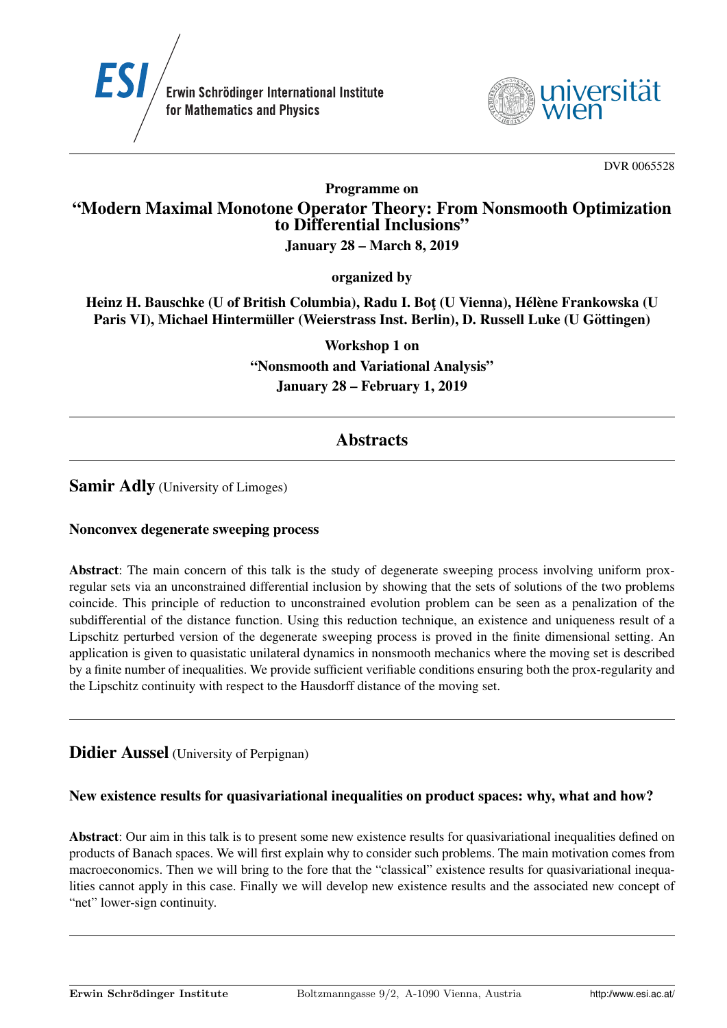Erwin Schrödinger International Institute for Mathematics and Physics

universität wien

DVR 0065528

**Programme on**

# "Modern Maximal Monotone Operator Theory: From Nonsmooth Optimization to Differential Inclusions"

**January 28 – March 8, 2019**

**organized by**

**Heinz H. Bauschke (U of British Columbia), Radu I. Boţ (U Vienna), Hélène Frankowska (U Paris VI), Michael Hintermüller (Weierstrass Inst. Berlin), D. Russell Luke (U Göttingen)**

**Workshop 1 on**

**"Nonsmooth and Variational Analysis"**

**January 28 – February 1, 2019**

---

## Abstracts

---

## Samir Adly (University of Limoges)

### Nonconvex degenerate sweeping process

**Abstract**: The main concern of this talk is the study of degenerate sweeping process involving uniform prox-regular sets via an unconstrained differential inclusion by showing that the sets of solutions of the two problems coincide. This principle of reduction to unconstrained evolution problem can be seen as a penalization of the subdifferential of the distance function. Using this reduction technique, an existence and uniqueness result of a Lipschitz perturbed version of the degenerate sweeping process is proved in the finite dimensional setting. An application is given to quasistatic unilateral dynamics in nonsmooth mechanics where the moving set is described by a finite number of inequalities. We provide sufficient verifiable conditions ensuring both the prox-regularity and the Lipschitz continuity with respect to the Hausdorff distance of the moving set.

---

## Didier Aussel (University of Perpignan)

### New existence results for quasivariational inequalities on product spaces: why, what and how?

**Abstract**: Our aim in this talk is to present some new existence results for quasivariational inequalities defined on products of Banach spaces. We will first explain why to consider such problems. The main motivation comes from macroeconomics. Then we will bring to the fore that the "classical" existence results for quasivariational inequalities cannot apply in this case. Finally we will develop new existence results and the associated new concept of "net" lower-sign continuity.

---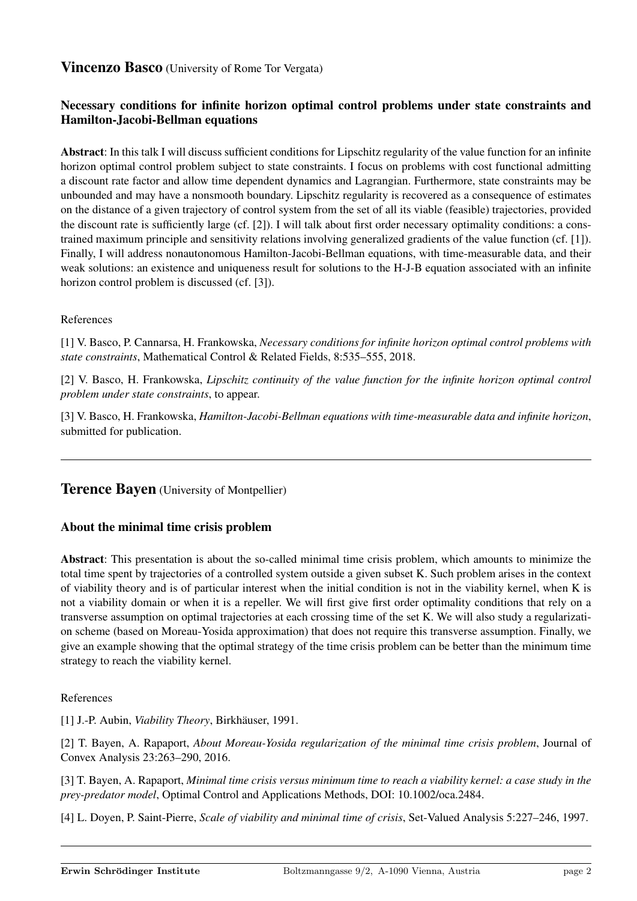## Vincenzo Basco (University of Rome Tor Vergata)

### Necessary conditions for infinite horizon optimal control problems under state constraints and Hamilton-Jacobi-Bellman equations

**Abstract**: In this talk I will discuss sufficient conditions for Lipschitz regularity of the value function for an infinite horizon optimal control problem subject to state constraints. I focus on problems with cost functional admitting a discount rate factor and allow time dependent dynamics and Lagrangian. Furthermore, state constraints may be unbounded and may have a nonsmooth boundary. Lipschitz regularity is recovered as a consequence of estimates on the distance of a given trajectory of control system from the set of all its viable (feasible) trajectories, provided the discount rate is sufficiently large (cf. [2]). I will talk about first order necessary optimality conditions: a constrained maximum principle and sensitivity relations involving generalized gradients of the value function (cf. [1]). Finally, I will address nonautonomous Hamilton-Jacobi-Bellman equations, with time-measurable data, and their weak solutions: an existence and uniqueness result for solutions to the H-J-B equation associated with an infinite horizon control problem is discussed (cf. [3]).

References

[1] V. Basco, P. Cannarsa, H. Frankowska, *Necessary conditions for infinite horizon optimal control problems with state constraints*, Mathematical Control & Related Fields, 8:535–555, 2018.

[2] V. Basco, H. Frankowska, *Lipschitz continuity of the value function for the infinite horizon optimal control problem under state constraints*, to appear.

[3] V. Basco, H. Frankowska, *Hamilton-Jacobi-Bellman equations with time-measurable data and infinite horizon*, submitted for publication.

---

## Terence Bayen (University of Montpellier)

### About the minimal time crisis problem

**Abstract**: This presentation is about the so-called minimal time crisis problem, which amounts to minimize the total time spent by trajectories of a controlled system outside a given subset K. Such problem arises in the context of viability theory and is of particular interest when the initial condition is not in the viability kernel, when K is not a viability domain or when it is a repeller. We will first give first order optimality conditions that rely on a transverse assumption on optimal trajectories at each crossing time of the set K. We will also study a regularization scheme (based on Moreau-Yosida approximation) that does not require this transverse assumption. Finally, we give an example showing that the optimal strategy of the time crisis problem can be better than the minimum time strategy to reach the viability kernel.

References

[1] J.-P. Aubin, *Viability Theory*, Birkhäuser, 1991.

[2] T. Bayen, A. Rapaport, *About Moreau-Yosida regularization of the minimal time crisis problem*, Journal of Convex Analysis 23:263–290, 2016.

[3] T. Bayen, A. Rapaport, *Minimal time crisis versus minimum time to reach a viability kernel: a case study in the prey-predator model*, Optimal Control and Applications Methods, DOI: 10.1002/oca.2484.

[4] L. Doyen, P. Saint-Pierre, *Scale of viability and minimal time of crisis*, Set-Valued Analysis 5:227–246, 1997.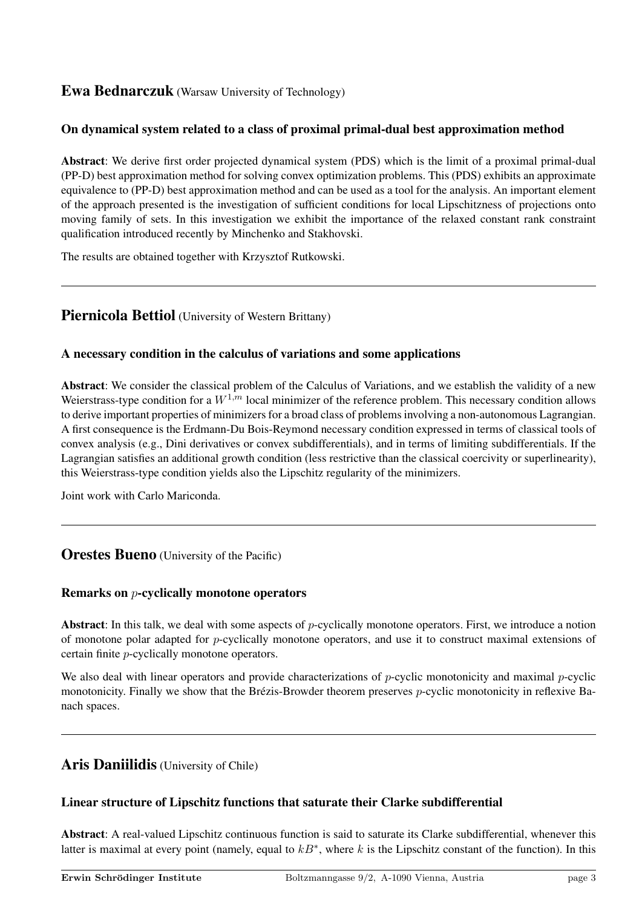## Ewa Bednarczuk (Warsaw University of Technology)

### On dynamical system related to a class of proximal primal-dual best approximation method

**Abstract**: We derive first order projected dynamical system (PDS) which is the limit of a proximal primal-dual (PP-D) best approximation method for solving convex optimization problems. This (PDS) exhibits an approximate equivalence to (PP-D) best approximation method and can be used as a tool for the analysis. An important element of the approach presented is the investigation of sufficient conditions for local Lipschitzness of projections onto moving family of sets. In this investigation we exhibit the importance of the relaxed constant rank constraint qualification introduced recently by Minchenko and Stakhovski.

The results are obtained together with Krzysztof Rutkowski.

---

## Piernicola Bettiol (University of Western Brittany)

### A necessary condition in the calculus of variations and some applications

**Abstract**: We consider the classical problem of the Calculus of Variations, and we establish the validity of a new Weierstrass-type condition for a $W^{1,m}$ local minimizer of the reference problem. This necessary condition allows to derive important properties of minimizers for a broad class of problems involving a non-autonomous Lagrangian. A first consequence is the Erdmann-Du Bois-Reymond necessary condition expressed in terms of classical tools of convex analysis (e.g., Dini derivatives or convex subdifferentials), and in terms of limiting subdifferentials. If the Lagrangian satisfies an additional growth condition (less restrictive than the classical coercivity or superlinearity), this Weierstrass-type condition yields also the Lipschitz regularity of the minimizers.

Joint work with Carlo Mariconda.

---

## Orestes Bueno (University of the Pacific)

### Remarks on $p$-cyclically monotone operators

**Abstract**: In this talk, we deal with some aspects of $p$-cyclically monotone operators. First, we introduce a notion of monotone polar adapted for $p$-cyclically monotone operators, and use it to construct maximal extensions of certain finite $p$-cyclically monotone operators.

We also deal with linear operators and provide characterizations of $p$-cyclic monotonicity and maximal $p$-cyclic monotonicity. Finally we show that the Brézis-Browder theorem preserves $p$-cyclic monotonicity in reflexive Banach spaces.

---

## Aris Daniilidis (University of Chile)

### Linear structure of Lipschitz functions that saturate their Clarke subdifferential

**Abstract**: A real-valued Lipschitz continuous function is said to saturate its Clarke subdifferential, whenever this latter is maximal at every point (namely, equal to $kB^*$, where $k$ is the Lipschitz constant of the function). In this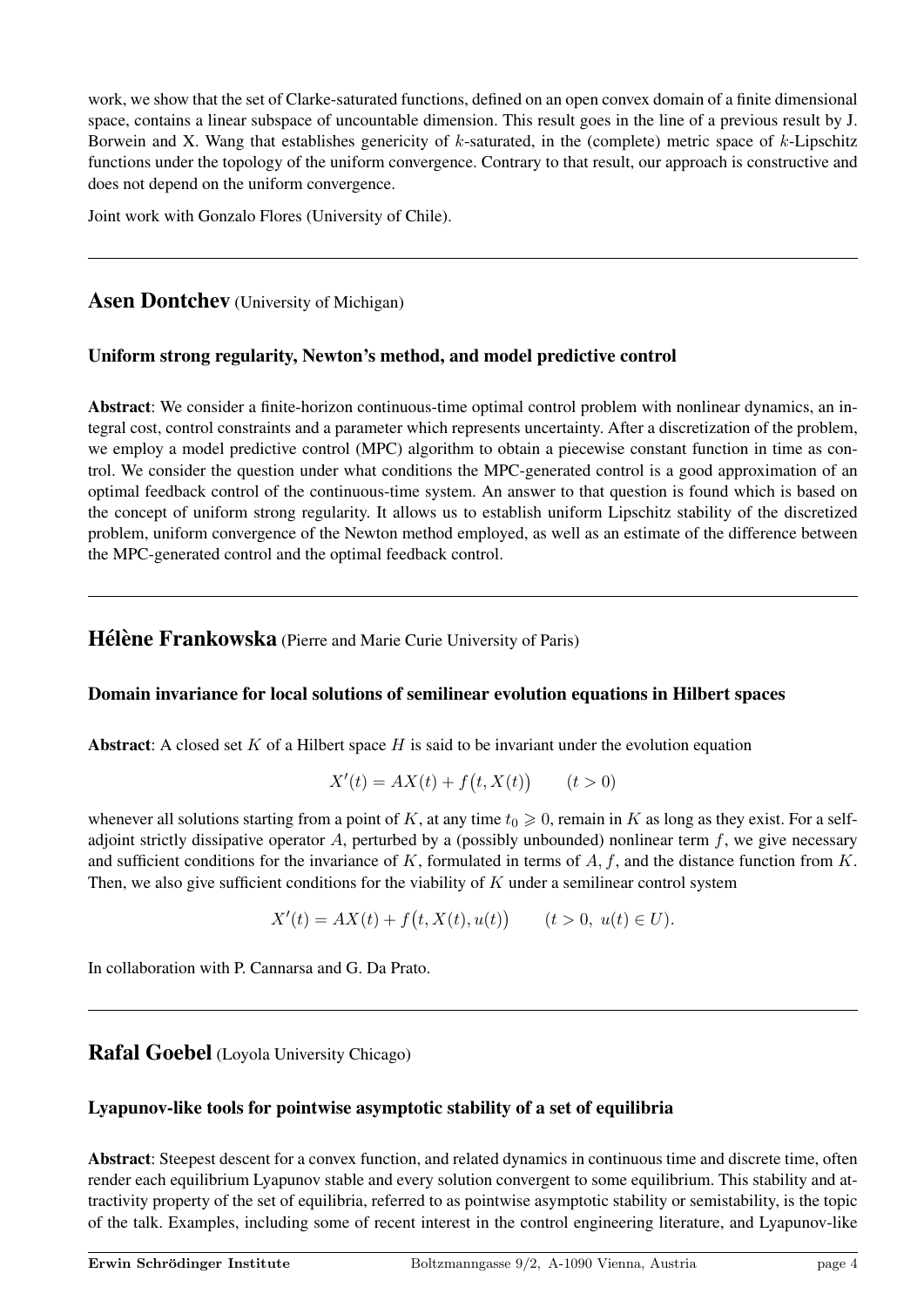work, we show that the set of Clarke-saturated functions, defined on an open convex domain of a finite dimensional space, contains a linear subspace of uncountable dimension. This result goes in the line of a previous result by J. Borwein and X. Wang that establishes genericity of $k$-saturated, in the (complete) metric space of $k$-Lipschitz functions under the topology of the uniform convergence. Contrary to that result, our approach is constructive and does not depend on the uniform convergence.

Joint work with Gonzalo Flores (University of Chile).

---

## Asen Dontchev (University of Michigan)

### Uniform strong regularity, Newton's method, and model predictive control

**Abstract**: We consider a finite-horizon continuous-time optimal control problem with nonlinear dynamics, an integral cost, control constraints and a parameter which represents uncertainty. After a discretization of the problem, we employ a model predictive control (MPC) algorithm to obtain a piecewise constant function in time as control. We consider the question under what conditions the MPC-generated control is a good approximation of an optimal feedback control of the continuous-time system. An answer to that question is found which is based on the concept of uniform strong regularity. It allows us to establish uniform Lipschitz stability of the discretized problem, uniform convergence of the Newton method employed, as well as an estimate of the difference between the MPC-generated control and the optimal feedback control.

---

## Hélène Frankowska (Pierre and Marie Curie University of Paris)

### Domain invariance for local solutions of semilinear evolution equations in Hilbert spaces

**Abstract**: A closed set $K$ of a Hilbert space $H$ is said to be invariant under the evolution equation

$$X'(t) = AX(t) + f\big(t, X(t)\big) \qquad (t > 0)$$

whenever all solutions starting from a point of $K$, at any time $t_0 \geqslant 0$, remain in $K$ as long as they exist. For a self-adjoint strictly dissipative operator $A$, perturbed by a (possibly unbounded) nonlinear term $f$, we give necessary and sufficient conditions for the invariance of $K$, formulated in terms of $A$, $f$, and the distance function from $K$. Then, we also give sufficient conditions for the viability of $K$ under a semilinear control system

$$X'(t) = AX(t) + f\big(t, X(t), u(t)\big) \qquad (t > 0,\ u(t) \in U).$$

In collaboration with P. Cannarsa and G. Da Prato.

---

## Rafal Goebel (Loyola University Chicago)

### Lyapunov-like tools for pointwise asymptotic stability of a set of equilibria

**Abstract**: Steepest descent for a convex function, and related dynamics in continuous time and discrete time, often render each equilibrium Lyapunov stable and every solution convergent to some equilibrium. This stability and attractivity property of the set of equilibria, referred to as pointwise asymptotic stability or semistability, is the topic of the talk. Examples, including some of recent interest in the control engineering literature, and Lyapunov-like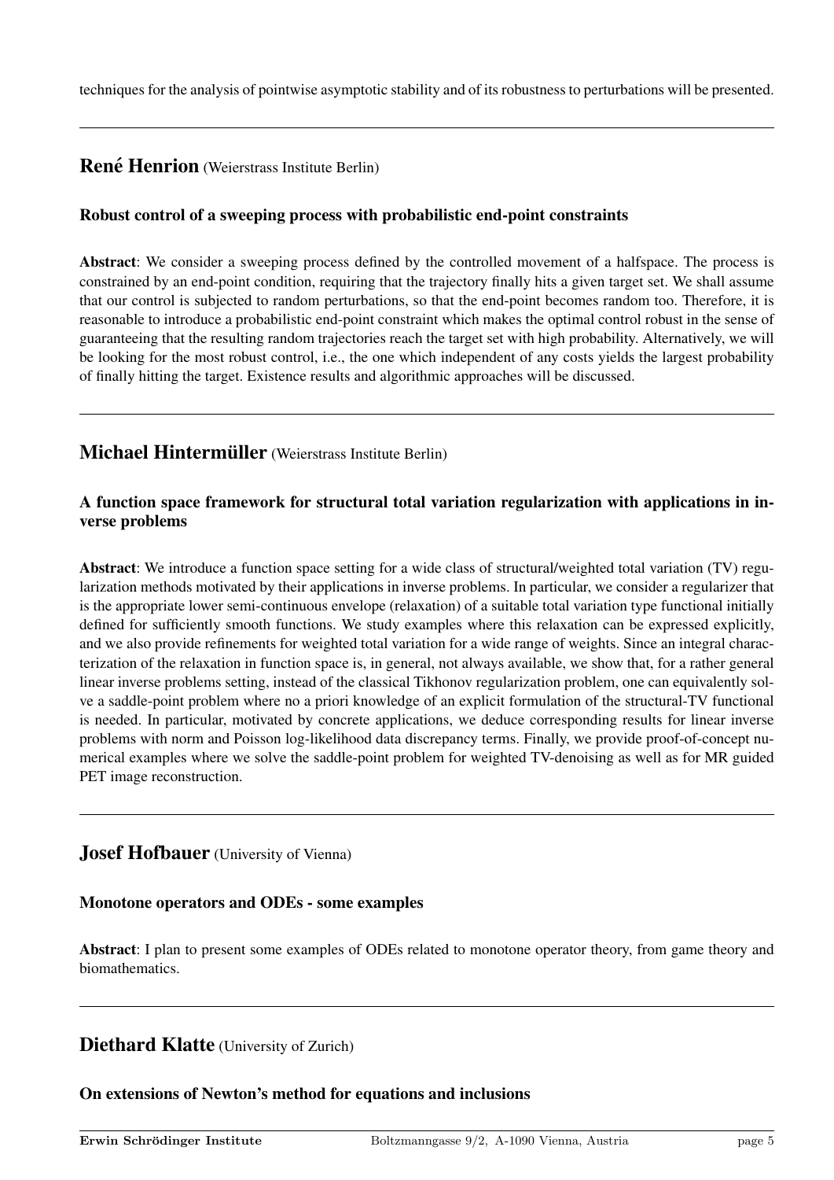techniques for the analysis of pointwise asymptotic stability and of its robustness to perturbations will be presented.

---

## René Henrion (Weierstrass Institute Berlin)

### Robust control of a sweeping process with probabilistic end-point constraints

**Abstract**: We consider a sweeping process defined by the controlled movement of a halfspace. The process is constrained by an end-point condition, requiring that the trajectory finally hits a given target set. We shall assume that our control is subjected to random perturbations, so that the end-point becomes random too. Therefore, it is reasonable to introduce a probabilistic end-point constraint which makes the optimal control robust in the sense of guaranteeing that the resulting random trajectories reach the target set with high probability. Alternatively, we will be looking for the most robust control, i.e., the one which independent of any costs yields the largest probability of finally hitting the target. Existence results and algorithmic approaches will be discussed.

---

## Michael Hintermüller (Weierstrass Institute Berlin)

### A function space framework for structural total variation regularization with applications in inverse problems

**Abstract**: We introduce a function space setting for a wide class of structural/weighted total variation (TV) regularization methods motivated by their applications in inverse problems. In particular, we consider a regularizer that is the appropriate lower semi-continuous envelope (relaxation) of a suitable total variation type functional initially defined for sufficiently smooth functions. We study examples where this relaxation can be expressed explicitly, and we also provide refinements for weighted total variation for a wide range of weights. Since an integral characterization of the relaxation in function space is, in general, not always available, we show that, for a rather general linear inverse problems setting, instead of the classical Tikhonov regularization problem, one can equivalently solve a saddle-point problem where no a priori knowledge of an explicit formulation of the structural-TV functional is needed. In particular, motivated by concrete applications, we deduce corresponding results for linear inverse problems with norm and Poisson log-likelihood data discrepancy terms. Finally, we provide proof-of-concept numerical examples where we solve the saddle-point problem for weighted TV-denoising as well as for MR guided PET image reconstruction.

---

## Josef Hofbauer (University of Vienna)

### Monotone operators and ODEs - some examples

**Abstract**: I plan to present some examples of ODEs related to monotone operator theory, from game theory and biomathematics.

---

## Diethard Klatte (University of Zurich)

### On extensions of Newton's method for equations and inclusions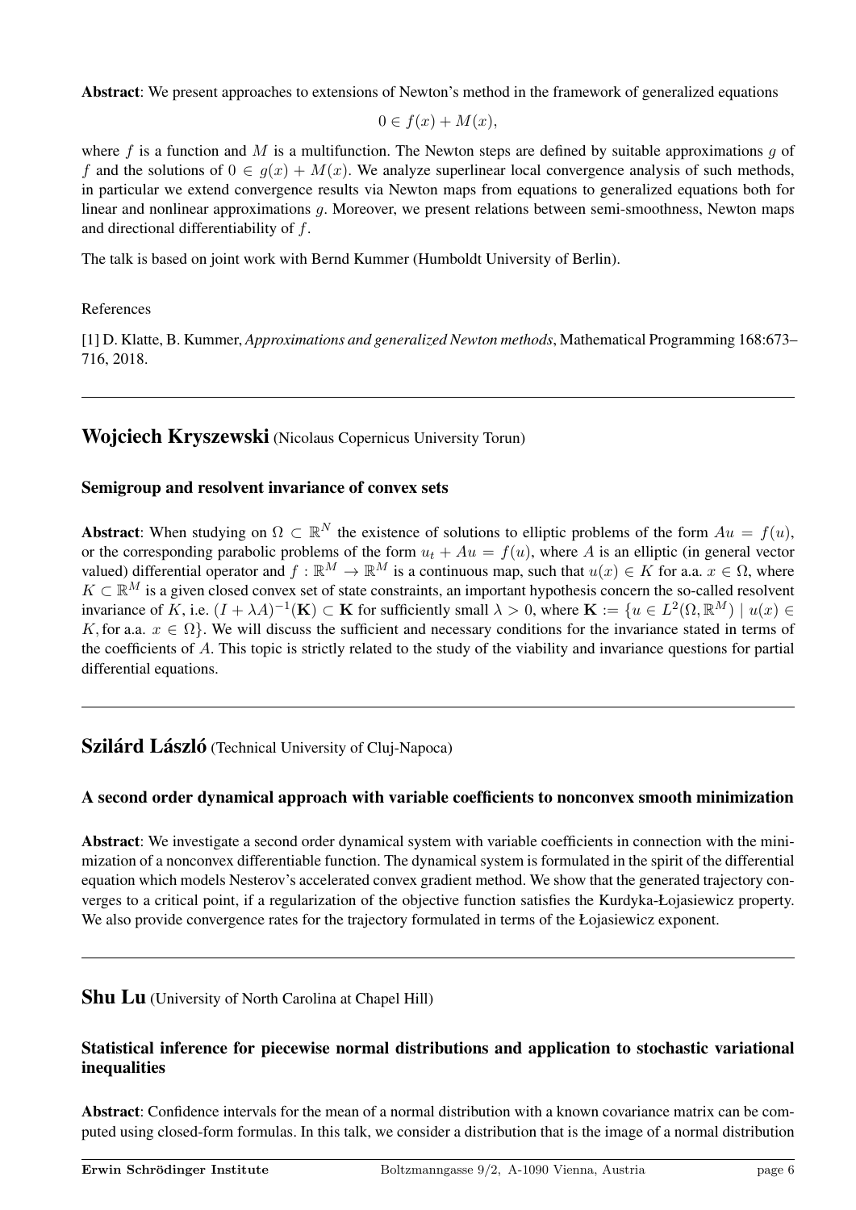**Abstract**: We present approaches to extensions of Newton's method in the framework of generalized equations

$$0 \in f(x) + M(x),$$

where $f$ is a function and $M$ is a multifunction. The Newton steps are defined by suitable approximations $g$ of $f$ and the solutions of $0 \in g(x) + M(x)$. We analyze superlinear local convergence analysis of such methods, in particular we extend convergence results via Newton maps from equations to generalized equations both for linear and nonlinear approximations $g$. Moreover, we present relations between semi-smoothness, Newton maps and directional differentiability of $f$.

The talk is based on joint work with Bernd Kummer (Humboldt University of Berlin).

References

[1] D. Klatte, B. Kummer, *Approximations and generalized Newton methods*, Mathematical Programming 168:673–716, 2018.

---

## Wojciech Kryszewski (Nicolaus Copernicus University Torun)

### Semigroup and resolvent invariance of convex sets

**Abstract**: When studying on $\Omega \subset \mathbb{R}^N$ the existence of solutions to elliptic problems of the form $Au = f(u)$, or the corresponding parabolic problems of the form $u_t + Au = f(u)$, where $A$ is an elliptic (in general vector valued) differential operator and $f : \mathbb{R}^M \to \mathbb{R}^M$ is a continuous map, such that $u(x) \in K$ for a.a. $x \in \Omega$, where $K \subset \mathbb{R}^M$ is a given closed convex set of state constraints, an important hypothesis concern the so-called resolvent invariance of $K$, i.e. $(I + \lambda A)^{-1}(\mathbf{K}) \subset \mathbf{K}$ for sufficiently small $\lambda > 0$, where $\mathbf{K} := \{u \in L^2(\Omega, \mathbb{R}^M) \mid u(x) \in K, \text{for a.a. } x \in \Omega\}$. We will discuss the sufficient and necessary conditions for the invariance stated in terms of the coefficients of $A$. This topic is strictly related to the study of the viability and invariance questions for partial differential equations.

---

## Szilárd László (Technical University of Cluj-Napoca)

### A second order dynamical approach with variable coefficients to nonconvex smooth minimization

**Abstract**: We investigate a second order dynamical system with variable coefficients in connection with the minimization of a nonconvex differentiable function. The dynamical system is formulated in the spirit of the differential equation which models Nesterov's accelerated convex gradient method. We show that the generated trajectory converges to a critical point, if a regularization of the objective function satisfies the Kurdyka-Łojasiewicz property. We also provide convergence rates for the trajectory formulated in terms of the Łojasiewicz exponent.

---

## Shu Lu (University of North Carolina at Chapel Hill)

### Statistical inference for piecewise normal distributions and application to stochastic variational inequalities

**Abstract**: Confidence intervals for the mean of a normal distribution with a known covariance matrix can be computed using closed-form formulas. In this talk, we consider a distribution that is the image of a normal distribution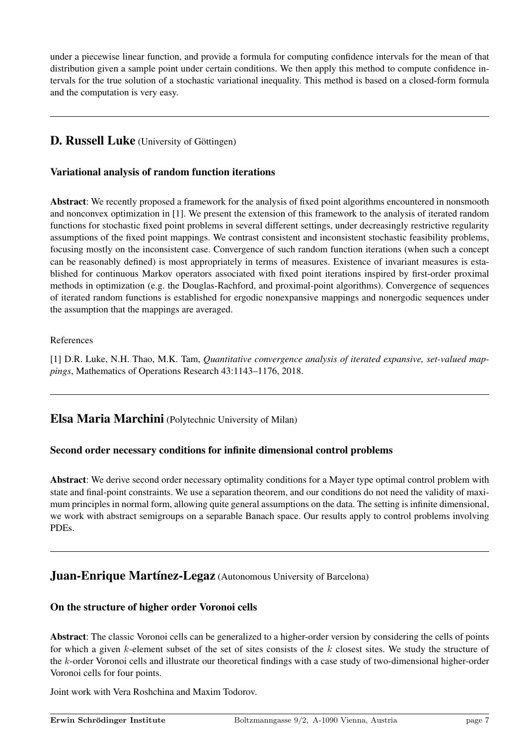under a piecewise linear function, and provide a formula for computing confidence intervals for the mean of that distribution given a sample point under certain conditions. We then apply this method to compute confidence intervals for the true solution of a stochastic variational inequality. This method is based on a closed-form formula and the computation is very easy.

---

## D. Russell Luke (University of Göttingen)

### Variational analysis of random function iterations

**Abstract**: We recently proposed a framework for the analysis of fixed point algorithms encountered in nonsmooth and nonconvex optimization in [1]. We present the extension of this framework to the analysis of iterated random functions for stochastic fixed point problems in several different settings, under decreasingly restrictive regularity assumptions of the fixed point mappings. We contrast consistent and inconsistent stochastic feasibility problems, focusing mostly on the inconsistent case. Convergence of such random function iterations (when such a concept can be reasonably defined) is most appropriately in terms of measures. Existence of invariant measures is established for continuous Markov operators associated with fixed point iterations inspired by first-order proximal methods in optimization (e.g. the Douglas-Rachford, and proximal-point algorithms). Convergence of sequences of iterated random functions is established for ergodic nonexpansive mappings and nonergodic sequences under the assumption that the mappings are averaged.

References

[1] D.R. Luke, N.H. Thao, M.K. Tam, *Quantitative convergence analysis of iterated expansive, set-valued mappings*, Mathematics of Operations Research 43:1143–1176, 2018.

---

## Elsa Maria Marchini (Polytechnic University of Milan)

### Second order necessary conditions for infinite dimensional control problems

**Abstract**: We derive second order necessary optimality conditions for a Mayer type optimal control problem with state and final-point constraints. We use a separation theorem, and our conditions do not need the validity of maximum principles in normal form, allowing quite general assumptions on the data. The setting is infinite dimensional, we work with abstract semigroups on a separable Banach space. Our results apply to control problems involving PDEs.

---

## Juan-Enrique Martínez-Legaz (Autonomous University of Barcelona)

### On the structure of higher order Voronoi cells

**Abstract**: The classic Voronoi cells can be generalized to a higher-order version by considering the cells of points for which a given $k$-element subset of the set of sites consists of the $k$ closest sites. We study the structure of the $k$-order Voronoi cells and illustrate our theoretical findings with a case study of two-dimensional higher-order Voronoi cells for four points.

Joint work with Vera Roshchina and Maxim Todorov.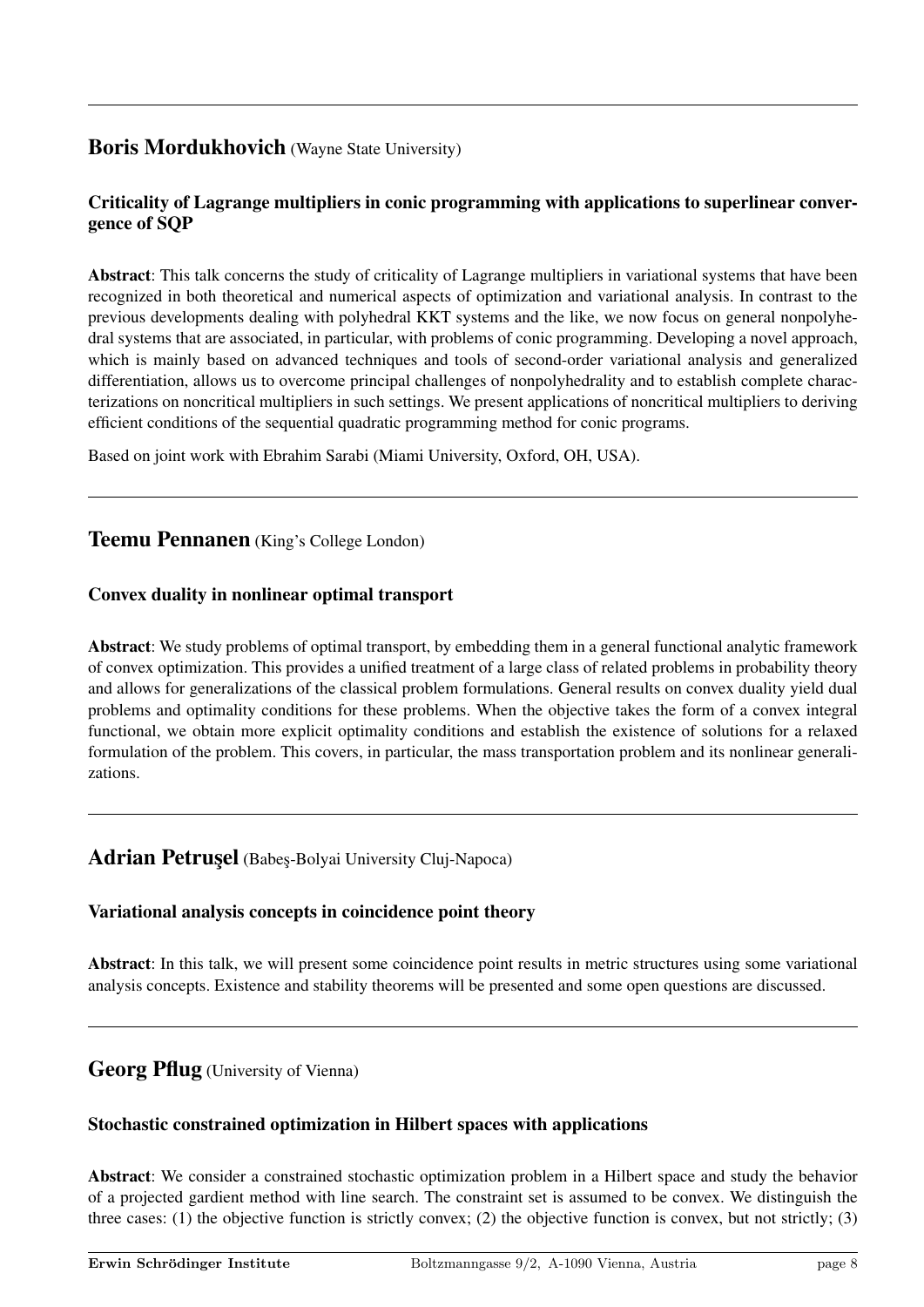---

## Boris Mordukhovich (Wayne State University)

### Criticality of Lagrange multipliers in conic programming with applications to superlinear convergence of SQP

**Abstract**: This talk concerns the study of criticality of Lagrange multipliers in variational systems that have been recognized in both theoretical and numerical aspects of optimization and variational analysis. In contrast to the previous developments dealing with polyhedral KKT systems and the like, we now focus on general nonpolyhedral systems that are associated, in particular, with problems of conic programming. Developing a novel approach, which is mainly based on advanced techniques and tools of second-order variational analysis and generalized differentiation, allows us to overcome principal challenges of nonpolyhedrality and to establish complete characterizations on noncritical multipliers in such settings. We present applications of noncritical multipliers to deriving efficient conditions of the sequential quadratic programming method for conic programs.

Based on joint work with Ebrahim Sarabi (Miami University, Oxford, OH, USA).

---

## Teemu Pennanen (King's College London)

### Convex duality in nonlinear optimal transport

**Abstract**: We study problems of optimal transport, by embedding them in a general functional analytic framework of convex optimization. This provides a unified treatment of a large class of related problems in probability theory and allows for generalizations of the classical problem formulations. General results on convex duality yield dual problems and optimality conditions for these problems. When the objective takes the form of a convex integral functional, we obtain more explicit optimality conditions and establish the existence of solutions for a relaxed formulation of the problem. This covers, in particular, the mass transportation problem and its nonlinear generalizations.

---

## Adrian Petruşel (Babeş-Bolyai University Cluj-Napoca)

### Variational analysis concepts in coincidence point theory

**Abstract**: In this talk, we will present some coincidence point results in metric structures using some variational analysis concepts. Existence and stability theorems will be presented and some open questions are discussed.

---

## Georg Pflug (University of Vienna)

### Stochastic constrained optimization in Hilbert spaces with applications

**Abstract**: We consider a constrained stochastic optimization problem in a Hilbert space and study the behavior of a projected gardient method with line search. The constraint set is assumed to be convex. We distinguish the three cases: (1) the objective function is strictly convex; (2) the objective function is convex, but not strictly; (3)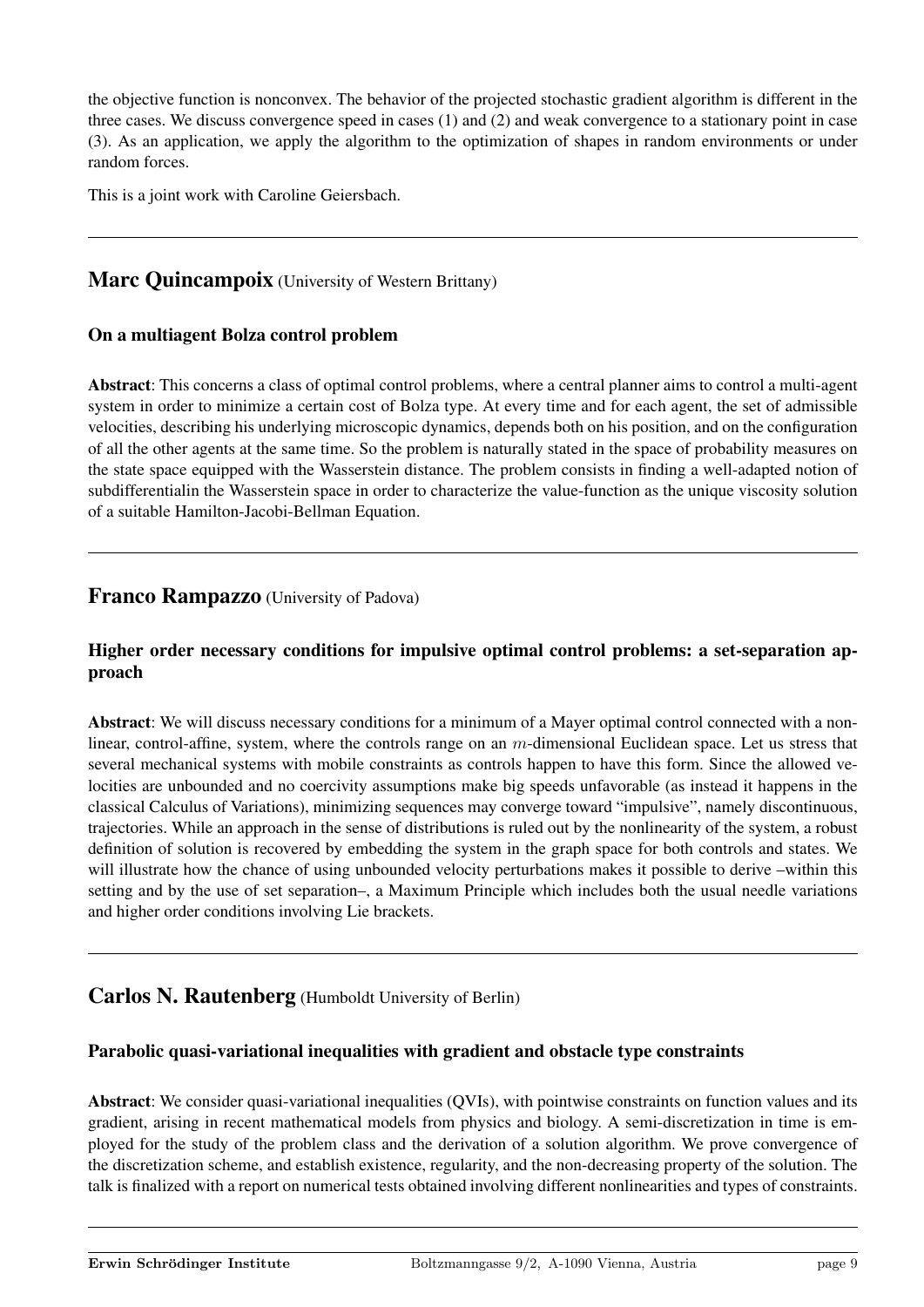the objective function is nonconvex. The behavior of the projected stochastic gradient algorithm is different in the three cases. We discuss convergence speed in cases (1) and (2) and weak convergence to a stationary point in case (3). As an application, we apply the algorithm to the optimization of shapes in random environments or under random forces.

This is a joint work with Caroline Geiersbach.

---

## Marc Quincampoix (University of Western Brittany)

### On a multiagent Bolza control problem

**Abstract**: This concerns a class of optimal control problems, where a central planner aims to control a multi-agent system in order to minimize a certain cost of Bolza type. At every time and for each agent, the set of admissible velocities, describing his underlying microscopic dynamics, depends both on his position, and on the configuration of all the other agents at the same time. So the problem is naturally stated in the space of probability measures on the state space equipped with the Wasserstein distance. The problem consists in finding a well-adapted notion of subdifferentialin the Wasserstein space in order to characterize the value-function as the unique viscosity solution of a suitable Hamilton-Jacobi-Bellman Equation.

---

## Franco Rampazzo (University of Padova)

### Higher order necessary conditions for impulsive optimal control problems: a set-separation approach

**Abstract**: We will discuss necessary conditions for a minimum of a Mayer optimal control connected with a nonlinear, control-affine, system, where the controls range on an $m$-dimensional Euclidean space. Let us stress that several mechanical systems with mobile constraints as controls happen to have this form. Since the allowed velocities are unbounded and no coercivity assumptions make big speeds unfavorable (as instead it happens in the classical Calculus of Variations), minimizing sequences may converge toward "impulsive", namely discontinuous, trajectories. While an approach in the sense of distributions is ruled out by the nonlinearity of the system, a robust definition of solution is recovered by embedding the system in the graph space for both controls and states. We will illustrate how the chance of using unbounded velocity perturbations makes it possible to derive –within this setting and by the use of set separation–, a Maximum Principle which includes both the usual needle variations and higher order conditions involving Lie brackets.

---

## Carlos N. Rautenberg (Humboldt University of Berlin)

### Parabolic quasi-variational inequalities with gradient and obstacle type constraints

**Abstract**: We consider quasi-variational inequalities (QVIs), with pointwise constraints on function values and its gradient, arising in recent mathematical models from physics and biology. A semi-discretization in time is employed for the study of the problem class and the derivation of a solution algorithm. We prove convergence of the discretization scheme, and establish existence, regularity, and the non-decreasing property of the solution. The talk is finalized with a report on numerical tests obtained involving different nonlinearities and types of constraints.

---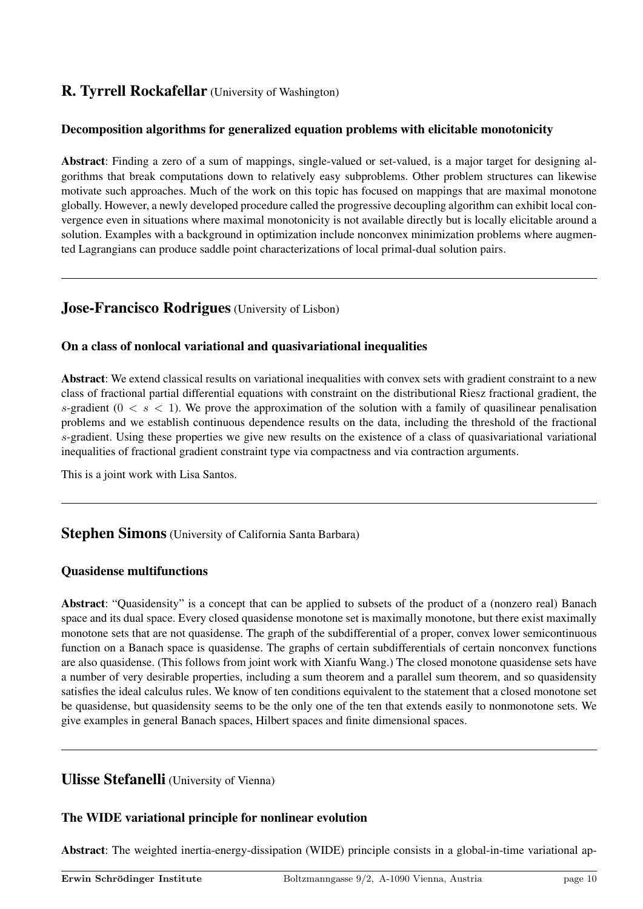## R. Tyrrell Rockafellar (University of Washington)

### Decomposition algorithms for generalized equation problems with elicitable monotonicity

**Abstract**: Finding a zero of a sum of mappings, single-valued or set-valued, is a major target for designing algorithms that break computations down to relatively easy subproblems. Other problem structures can likewise motivate such approaches. Much of the work on this topic has focused on mappings that are maximal monotone globally. However, a newly developed procedure called the progressive decoupling algorithm can exhibit local convergence even in situations where maximal monotonicity is not available directly but is locally elicitable around a solution. Examples with a background in optimization include nonconvex minimization problems where augmented Lagrangians can produce saddle point characterizations of local primal-dual solution pairs.

---

## Jose-Francisco Rodrigues (University of Lisbon)

### On a class of nonlocal variational and quasivariational inequalities

**Abstract**: We extend classical results on variational inequalities with convex sets with gradient constraint to a new class of fractional partial differential equations with constraint on the distributional Riesz fractional gradient, the $s$-gradient ($0 < s < 1$). We prove the approximation of the solution with a family of quasilinear penalisation problems and we establish continuous dependence results on the data, including the threshold of the fractional $s$-gradient. Using these properties we give new results on the existence of a class of quasivariational variational inequalities of fractional gradient constraint type via compactness and via contraction arguments.

This is a joint work with Lisa Santos.

---

## Stephen Simons (University of California Santa Barbara)

### Quasidense multifunctions

**Abstract**: “Quasidensity” is a concept that can be applied to subsets of the product of a (nonzero real) Banach space and its dual space. Every closed quasidense monotone set is maximally monotone, but there exist maximally monotone sets that are not quasidense. The graph of the subdifferential of a proper, convex lower semicontinuous function on a Banach space is quasidense. The graphs of certain subdifferentials of certain nonconvex functions are also quasidense. (This follows from joint work with Xianfu Wang.) The closed monotone quasidense sets have a number of very desirable properties, including a sum theorem and a parallel sum theorem, and so quasidensity satisfies the ideal calculus rules. We know of ten conditions equivalent to the statement that a closed monotone set be quasidense, but quasidensity seems to be the only one of the ten that extends easily to nonmonotone sets. We give examples in general Banach spaces, Hilbert spaces and finite dimensional spaces.

---

## Ulisse Stefanelli (University of Vienna)

### The WIDE variational principle for nonlinear evolution

**Abstract**: The weighted inertia-energy-dissipation (WIDE) principle consists in a global-in-time variational ap-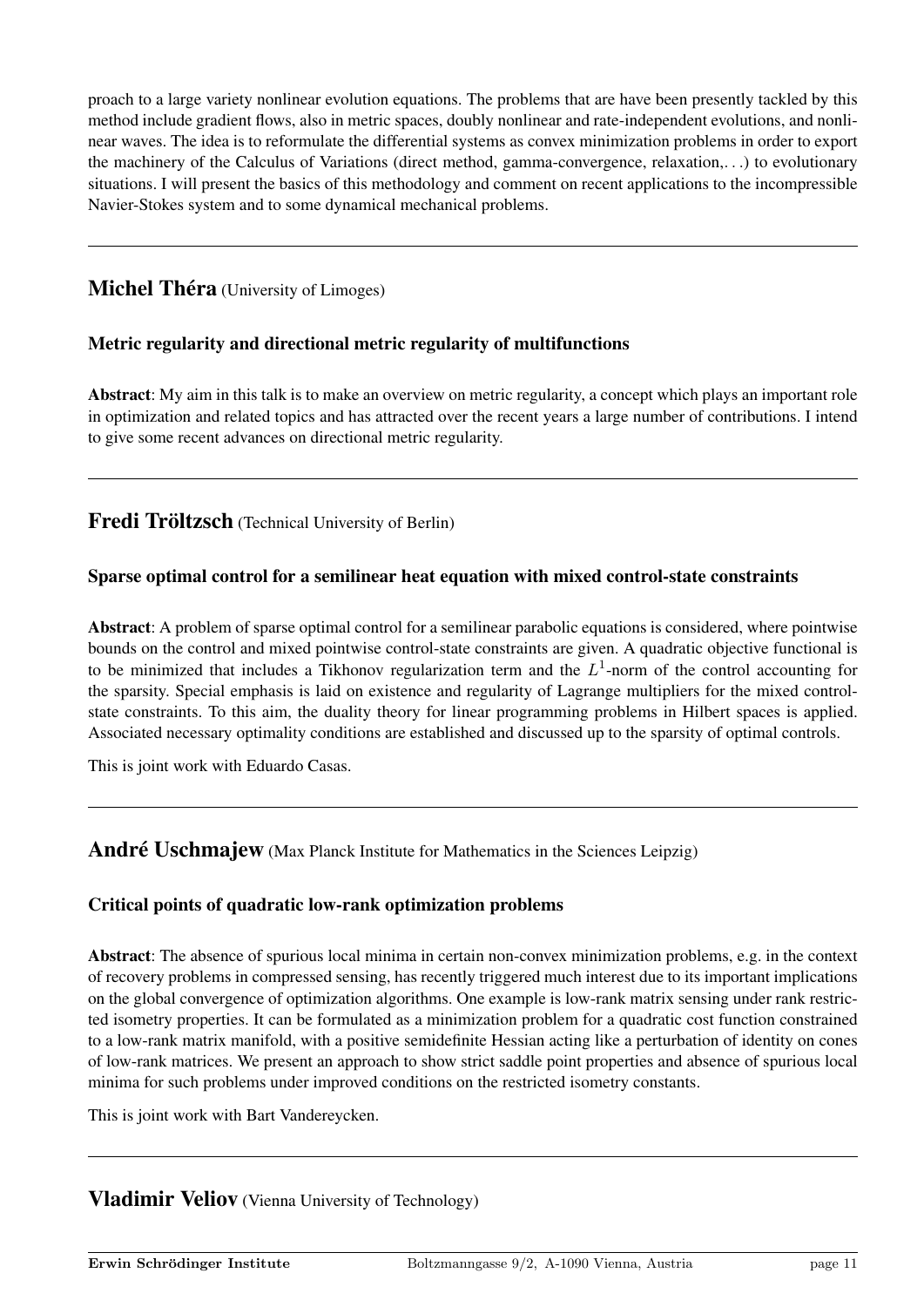proach to a large variety nonlinear evolution equations. The problems that are have been presently tackled by this method include gradient flows, also in metric spaces, doubly nonlinear and rate-independent evolutions, and nonlinear waves. The idea is to reformulate the differential systems as convex minimization problems in order to export the machinery of the Calculus of Variations (direct method, gamma-convergence, relaxation,. . .) to evolutionary situations. I will present the basics of this methodology and comment on recent applications to the incompressible Navier-Stokes system and to some dynamical mechanical problems.

---

## Michel Théra (University of Limoges)

### Metric regularity and directional metric regularity of multifunctions

**Abstract**: My aim in this talk is to make an overview on metric regularity, a concept which plays an important role in optimization and related topics and has attracted over the recent years a large number of contributions. I intend to give some recent advances on directional metric regularity.

---

## Fredi Tröltzsch (Technical University of Berlin)

### Sparse optimal control for a semilinear heat equation with mixed control-state constraints

**Abstract**: A problem of sparse optimal control for a semilinear parabolic equations is considered, where pointwise bounds on the control and mixed pointwise control-state constraints are given. A quadratic objective functional is to be minimized that includes a Tikhonov regularization term and the $L^1$-norm of the control accounting for the sparsity. Special emphasis is laid on existence and regularity of Lagrange multipliers for the mixed control-state constraints. To this aim, the duality theory for linear programming problems in Hilbert spaces is applied. Associated necessary optimality conditions are established and discussed up to the sparsity of optimal controls.

This is joint work with Eduardo Casas.

---

## André Uschmajew (Max Planck Institute for Mathematics in the Sciences Leipzig)

### Critical points of quadratic low-rank optimization problems

**Abstract**: The absence of spurious local minima in certain non-convex minimization problems, e.g. in the context of recovery problems in compressed sensing, has recently triggered much interest due to its important implications on the global convergence of optimization algorithms. One example is low-rank matrix sensing under rank restricted isometry properties. It can be formulated as a minimization problem for a quadratic cost function constrained to a low-rank matrix manifold, with a positive semidefinite Hessian acting like a perturbation of identity on cones of low-rank matrices. We present an approach to show strict saddle point properties and absence of spurious local minima for such problems under improved conditions on the restricted isometry constants.

This is joint work with Bart Vandereycken.

---

## Vladimir Veliov (Vienna University of Technology)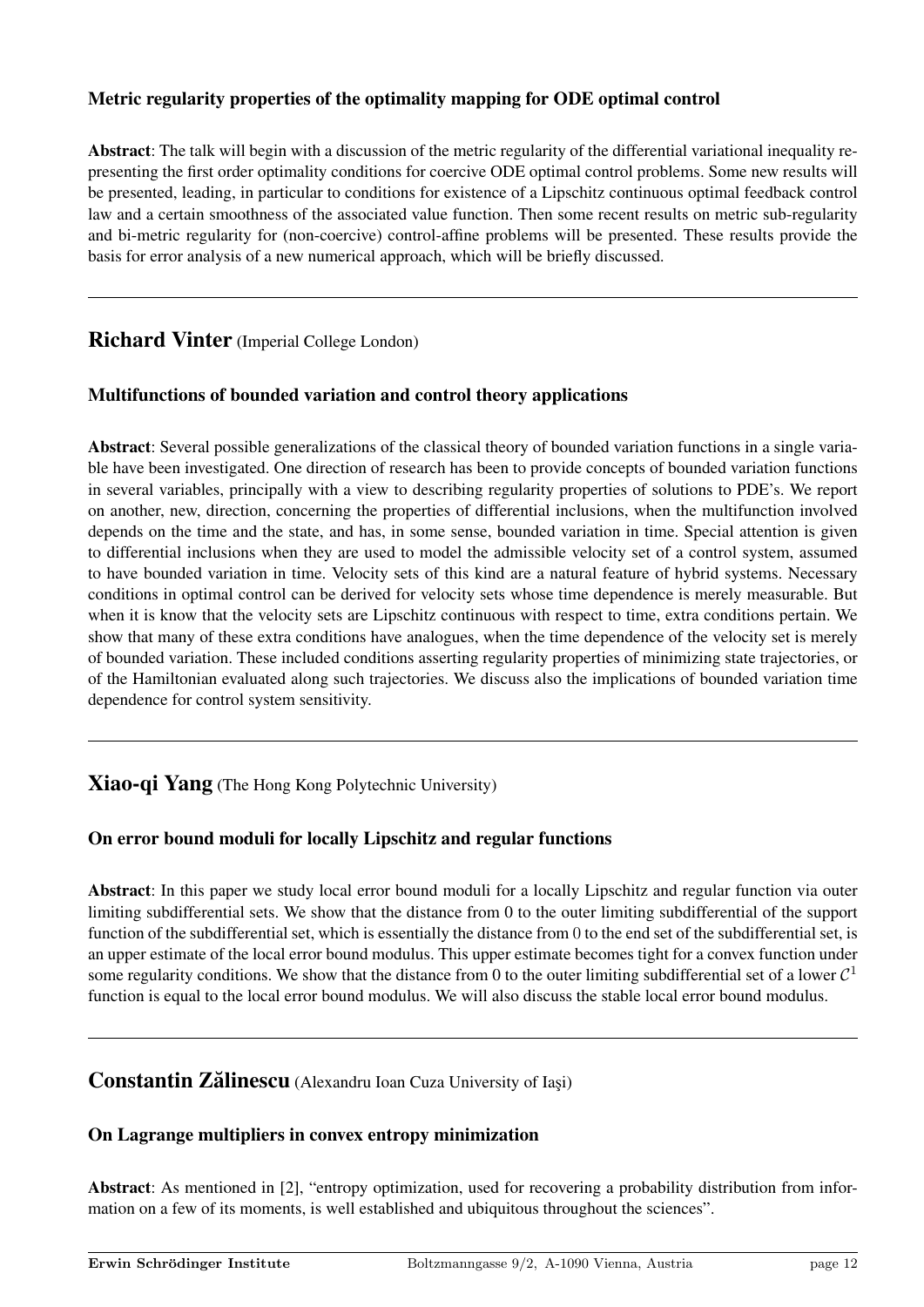### Metric regularity properties of the optimality mapping for ODE optimal control

**Abstract**: The talk will begin with a discussion of the metric regularity of the differential variational inequality representing the first order optimality conditions for coercive ODE optimal control problems. Some new results will be presented, leading, in particular to conditions for existence of a Lipschitz continuous optimal feedback control law and a certain smoothness of the associated value function. Then some recent results on metric sub-regularity and bi-metric regularity for (non-coercive) control-affine problems will be presented. These results provide the basis for error analysis of a new numerical approach, which will be briefly discussed.

---

## Richard Vinter (Imperial College London)

### Multifunctions of bounded variation and control theory applications

**Abstract**: Several possible generalizations of the classical theory of bounded variation functions in a single variable have been investigated. One direction of research has been to provide concepts of bounded variation functions in several variables, principally with a view to describing regularity properties of solutions to PDE's. We report on another, new, direction, concerning the properties of differential inclusions, when the multifunction involved depends on the time and the state, and has, in some sense, bounded variation in time. Special attention is given to differential inclusions when they are used to model the admissible velocity set of a control system, assumed to have bounded variation in time. Velocity sets of this kind are a natural feature of hybrid systems. Necessary conditions in optimal control can be derived for velocity sets whose time dependence is merely measurable. But when it is know that the velocity sets are Lipschitz continuous with respect to time, extra conditions pertain. We show that many of these extra conditions have analogues, when the time dependence of the velocity set is merely of bounded variation. These included conditions asserting regularity properties of minimizing state trajectories, or of the Hamiltonian evaluated along such trajectories. We discuss also the implications of bounded variation time dependence for control system sensitivity.

---

## Xiao-qi Yang (The Hong Kong Polytechnic University)

### On error bound moduli for locally Lipschitz and regular functions

**Abstract**: In this paper we study local error bound moduli for a locally Lipschitz and regular function via outer limiting subdifferential sets. We show that the distance from 0 to the outer limiting subdifferential of the support function of the subdifferential set, which is essentially the distance from 0 to the end set of the subdifferential set, is an upper estimate of the local error bound modulus. This upper estimate becomes tight for a convex function under some regularity conditions. We show that the distance from 0 to the outer limiting subdifferential set of a lower $\mathcal{C}^1$ function is equal to the local error bound modulus. We will also discuss the stable local error bound modulus.

---

## Constantin Zălinescu (Alexandru Ioan Cuza University of Iaşi)

### On Lagrange multipliers in convex entropy minimization

**Abstract**: As mentioned in [2], "entropy optimization, used for recovering a probability distribution from information on a few of its moments, is well established and ubiquitous throughout the sciences".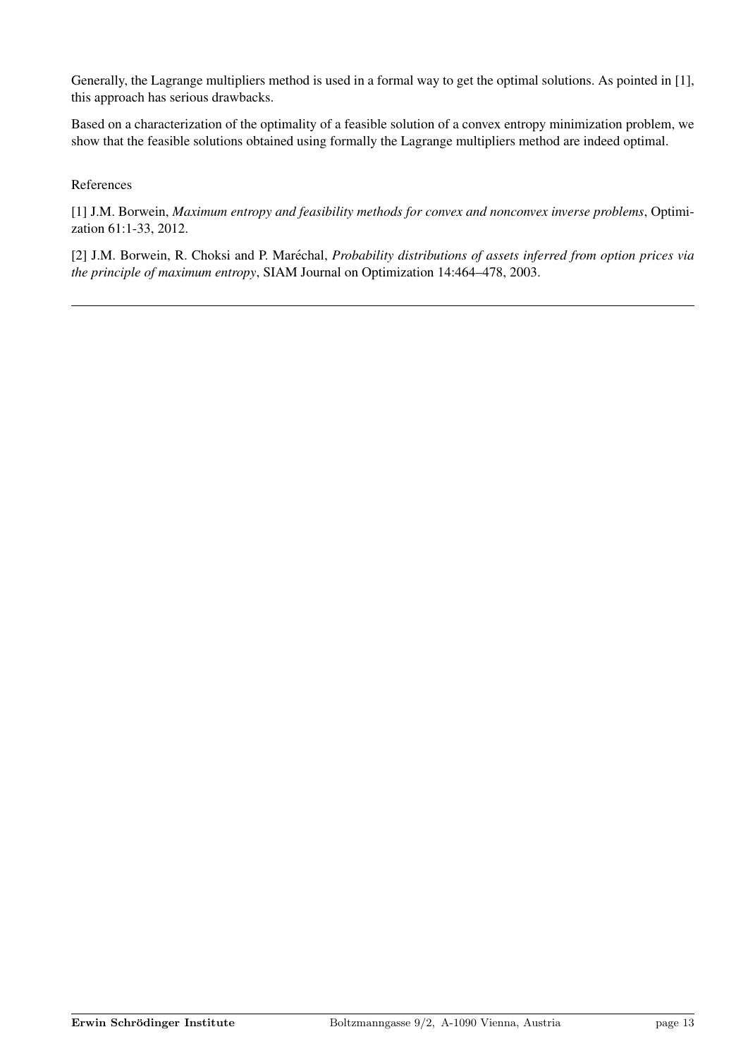Generally, the Lagrange multipliers method is used in a formal way to get the optimal solutions. As pointed in [1], this approach has serious drawbacks.

Based on a characterization of the optimality of a feasible solution of a convex entropy minimization problem, we show that the feasible solutions obtained using formally the Lagrange multipliers method are indeed optimal.

References

[1] J.M. Borwein, *Maximum entropy and feasibility methods for convex and nonconvex inverse problems*, Optimization 61:1-33, 2012.

[2] J.M. Borwein, R. Choksi and P. Maréchal, *Probability distributions of assets inferred from option prices via the principle of maximum entropy*, SIAM Journal on Optimization 14:464–478, 2003.

---